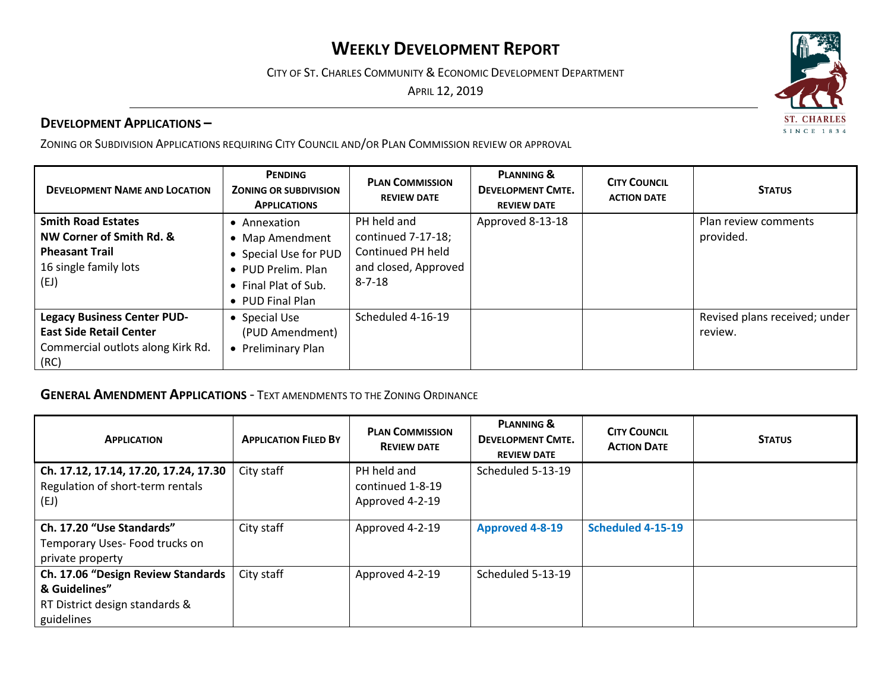# WEEKLY DEVELOPMENT REPORT

CITY OF ST. CHARLES COMMUNITY & ECONOMIC DEVELOPMENT DEPARTMENT

APRIL 12, 2019

## DEVELOPMENT APPLICATIONS –

ZONING OR SUBDIVISION APPLICATIONS REQUIRING CITY COUNCIL AND/OR PLAN COMMISSION REVIEW OR APPROVAL

| DEVELOPMENT NAME AND LOCATION | PENDING ZONING OR SUBDIVISION APPLICATIONS | PLAN COMMISSION REVIEW DATE | PLANNING & DEVELOPMENT CMTE. REVIEW DATE | CITY COUNCIL ACTION DATE | STATUS |
|---|---|---|---|---|---|
| **Smith Road Estates** **NW Corner of Smith Rd. & Pheasant Trail** 16 single family lots (EJ) | • Annexation • Map Amendment • Special Use for PUD • PUD Prelim. Plan • Final Plat of Sub. • PUD Final Plan | PH held and continued 7-17-18; Continued PH held and closed, Approved 8-7-18 | Approved 8-13-18 | | Plan review comments provided. |
| **Legacy Business Center PUD-** **East Side Retail Center** Commercial outlots along Kirk Rd. (RC) | • Special Use (PUD Amendment) • Preliminary Plan | Scheduled 4-16-19 | | | Revised plans received; under review. |

## GENERAL AMENDMENT APPLICATIONS - TEXT AMENDMENTS TO THE ZONING ORDINANCE

| APPLICATION | APPLICATION FILED BY | PLAN COMMISSION REVIEW DATE | PLANNING & DEVELOPMENT CMTE. REVIEW DATE | CITY COUNCIL ACTION DATE | STATUS |
|---|---|---|---|---|---|
| **Ch. 17.12, 17.14, 17.20, 17.24, 17.30** Regulation of short-term rentals (EJ) | City staff | PH held and continued 1-8-19 Approved 4-2-19 | Scheduled 5-13-19 | | |
| **Ch. 17.20 "Use Standards"** Temporary Uses- Food trucks on private property | City staff | Approved 4-2-19 | **Approved 4-8-19** | **Scheduled 4-15-19** | |
| **Ch. 17.06 "Design Review Standards & Guidelines"** RT District design standards & guidelines | City staff | Approved 4-2-19 | Scheduled 5-13-19 | | |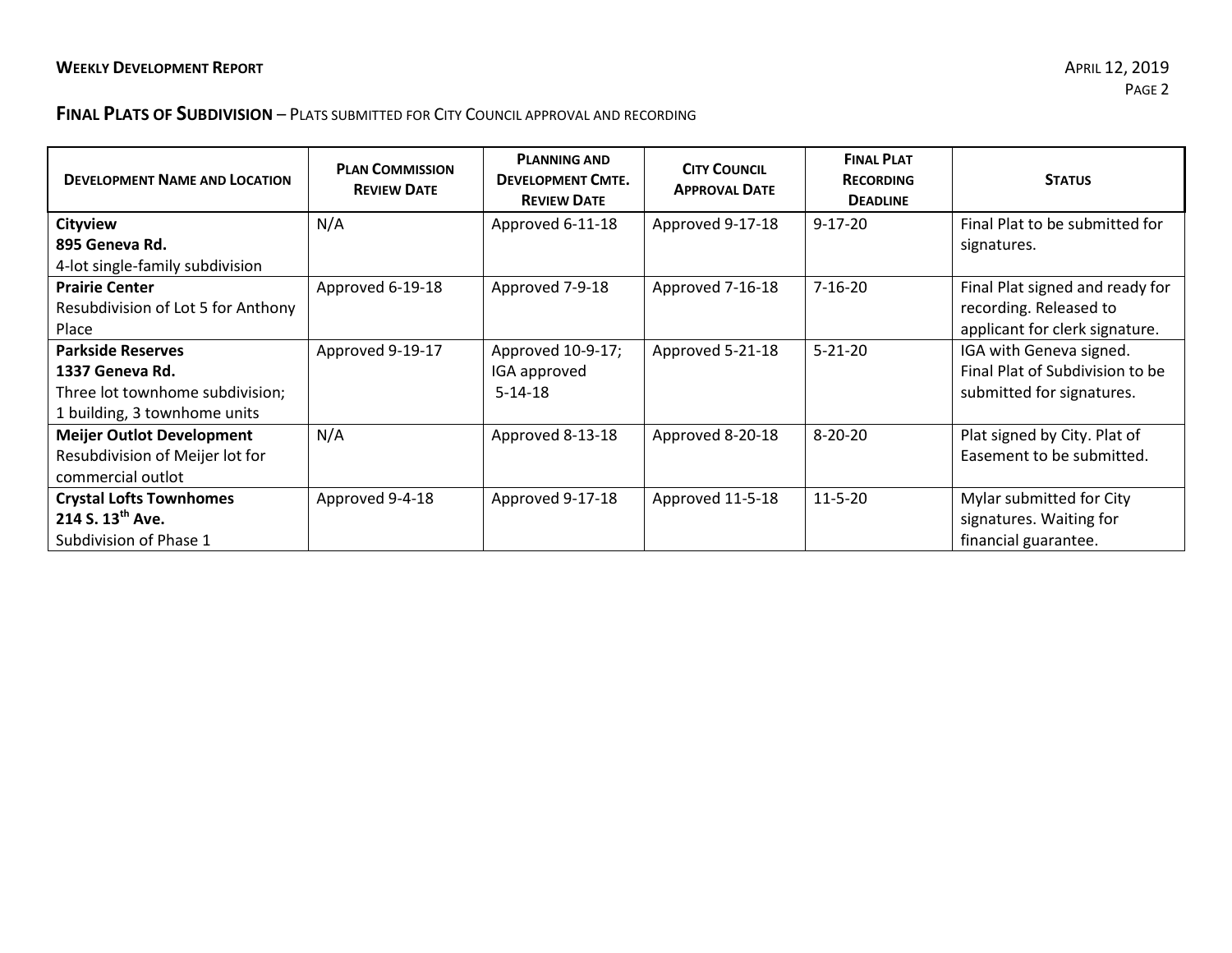## FINAL PLATS OF SUBDIVISION – PLATS SUBMITTED FOR CITY COUNCIL APPROVAL AND RECORDING

| DEVELOPMENT NAME AND LOCATION | PLAN COMMISSION REVIEW DATE | PLANNING AND DEVELOPMENT CMTE. REVIEW DATE | CITY COUNCIL APPROVAL DATE | FINAL PLAT RECORDING DEADLINE | STATUS |
|---|---|---|---|---|---|
| **Cityview**<br>**895 Geneva Rd.**<br>4-lot single-family subdivision | N/A | Approved 6-11-18 | Approved 9-17-18 | 9-17-20 | Final Plat to be submitted for signatures. |
| **Prairie Center**<br>Resubdivision of Lot 5 for Anthony Place | Approved 6-19-18 | Approved 7-9-18 | Approved 7-16-18 | 7-16-20 | Final Plat signed and ready for recording. Released to applicant for clerk signature. |
| **Parkside Reserves**<br>**1337 Geneva Rd.**<br>Three lot townhome subdivision; 1 building, 3 townhome units | Approved 9-19-17 | Approved 10-9-17; IGA approved 5-14-18 | Approved 5-21-18 | 5-21-20 | IGA with Geneva signed. Final Plat of Subdivision to be submitted for signatures. |
| **Meijer Outlot Development**<br>Resubdivision of Meijer lot for commercial outlot | N/A | Approved 8-13-18 | Approved 8-20-18 | 8-20-20 | Plat signed by City. Plat of Easement to be submitted. |
| **Crystal Lofts Townhomes**<br>**214 S. 13th Ave.**<br>Subdivision of Phase 1 | Approved 9-4-18 | Approved 9-17-18 | Approved 11-5-18 | 11-5-20 | Mylar submitted for City signatures. Waiting for financial guarantee. |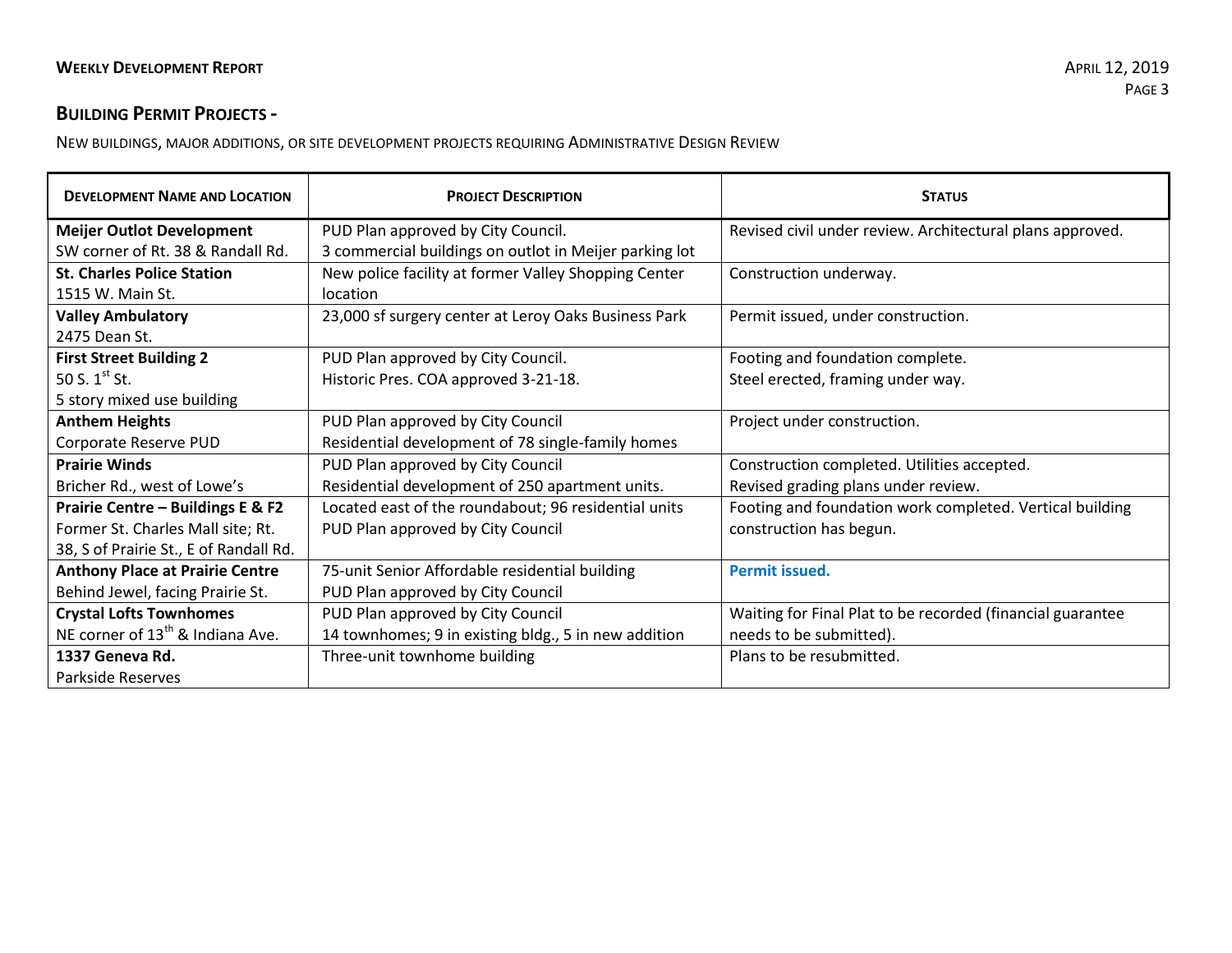## BUILDING PERMIT PROJECTS -

NEW BUILDINGS, MAJOR ADDITIONS, OR SITE DEVELOPMENT PROJECTS REQUIRING ADMINISTRATIVE DESIGN REVIEW

| DEVELOPMENT NAME AND LOCATION | PROJECT DESCRIPTION | STATUS |
| --- | --- | --- |
| **Meijer Outlot Development**<br>SW corner of Rt. 38 & Randall Rd. | PUD Plan approved by City Council.<br>3 commercial buildings on outlot in Meijer parking lot | Revised civil under review. Architectural plans approved. |
| **St. Charles Police Station**<br>1515 W. Main St. | New police facility at former Valley Shopping Center location | Construction underway. |
| **Valley Ambulatory**<br>2475 Dean St. | 23,000 sf surgery center at Leroy Oaks Business Park | Permit issued, under construction. |
| **First Street Building 2**<br>50 S. 1st St.<br>5 story mixed use building | PUD Plan approved by City Council.<br>Historic Pres. COA approved 3-21-18. | Footing and foundation complete.<br>Steel erected, framing under way. |
| **Anthem Heights**<br>Corporate Reserve PUD | PUD Plan approved by City Council<br>Residential development of 78 single-family homes | Project under construction. |
| **Prairie Winds**<br>Bricher Rd., west of Lowe's | PUD Plan approved by City Council<br>Residential development of 250 apartment units. | Construction completed. Utilities accepted.<br>Revised grading plans under review. |
| **Prairie Centre – Buildings E & F2**<br>Former St. Charles Mall site; Rt. 38, S of Prairie St., E of Randall Rd. | Located east of the roundabout; 96 residential units<br>PUD Plan approved by City Council | Footing and foundation work completed. Vertical building construction has begun. |
| **Anthony Place at Prairie Centre**<br>Behind Jewel, facing Prairie St. | 75-unit Senior Affordable residential building<br>PUD Plan approved by City Council | **Permit issued.** |
| **Crystal Lofts Townhomes**<br>NE corner of 13th & Indiana Ave. | PUD Plan approved by City Council<br>14 townhomes; 9 in existing bldg., 5 in new addition | Waiting for Final Plat to be recorded (financial guarantee needs to be submitted). |
| **1337 Geneva Rd.**<br>Parkside Reserves | Three-unit townhome building | Plans to be resubmitted. |